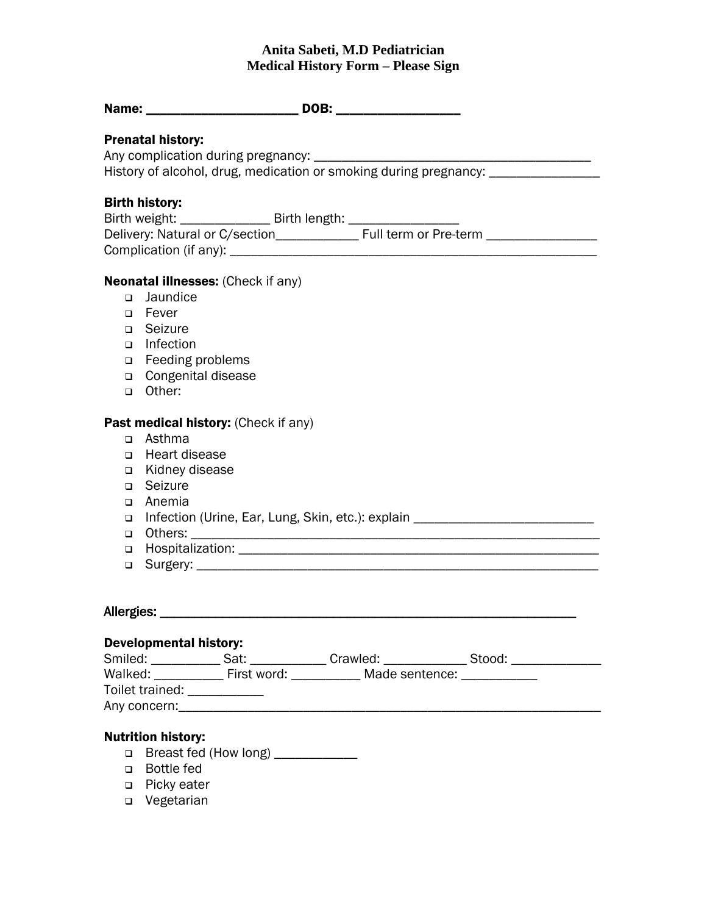**Anita Sabeti, M.D Pediatrician**
**Medical History Form – Please Sign**

**Name:** ______________________ **DOB:** __________________

**Prenatal history:**
Any complication during pregnancy: _________________________________________
History of alcohol, drug, medication or smoking during pregnancy: _________________

**Birth history:**
Birth weight: _____________ Birth length: ________________
Delivery: Natural or C/section____________ Full term or Pre-term ________________
Complication (if any): ______________________________________________________

**Neonatal illnesses:** (Check if any)

- ❑ Jaundice
- ❑ Fever
- ❑ Seizure
- ❑ Infection
- ❑ Feeding problems
- ❑ Congenital disease
- ❑ Other:

**Past medical history:** (Check if any)

- ❑ Asthma
- ❑ Heart disease
- ❑ Kidney disease
- ❑ Seizure
- ❑ Anemia
- ❑ Infection (Urine, Ear, Lung, Skin, etc.): explain ___________________________
- ❑ Others: _________________________________________________________
- ❑ Hospitalization: ___________________________________________________
- ❑ Surgery: ________________________________________________________

**Allergies:** ______________________________________________________________

**Developmental history:**
Smiled: __________ Sat: ___________ Crawled: ____________ Stood: _____________
Walked: __________ First word: __________ Made sentence: ___________
Toilet trained: ___________
Any concern:____________________________________________________________

**Nutrition history:**

- ❑ Breast fed (How long) ____________
- ❑ Bottle fed
- ❑ Picky eater
- ❑ Vegetarian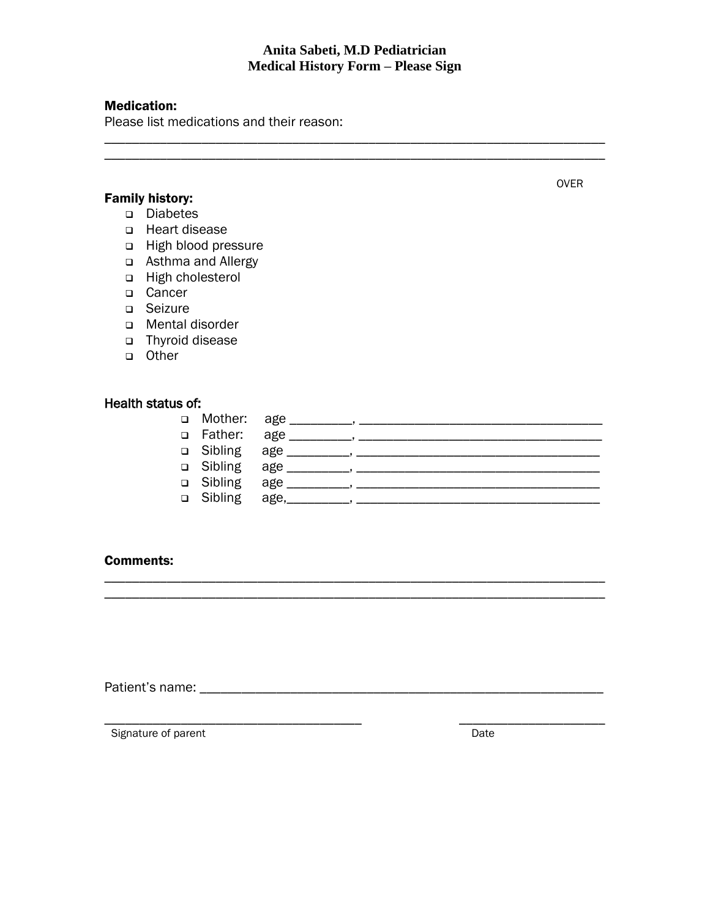**Anita Sabeti, M.D Pediatrician**
**Medical History Form – Please Sign**

**Medication:**
Please list medications and their reason:
_______________________________________________________________________
_______________________________________________________________________

OVER

**Family history:**

- ❑ Diabetes
- ❑ Heart disease
- ❑ High blood pressure
- ❑ Asthma and Allergy
- ❑ High cholesterol
- ❑ Cancer
- ❑ Seizure
- ❑ Mental disorder
- ❑ Thyroid disease
- ❑ Other

**Health status of:**

- ❑ Mother: age _________, ___________________________________
- ❑ Father: age _________, ___________________________________
- ❑ Sibling age _________, ___________________________________
- ❑ Sibling age _________, ___________________________________
- ❑ Sibling age _________, ___________________________________
- ❑ Sibling age,_________, ___________________________________

**Comments:**
_______________________________________________________________________
_______________________________________________________________________

Patient's name: ____________________________________________________

____________________________________ ____________________
Signature of parent Date